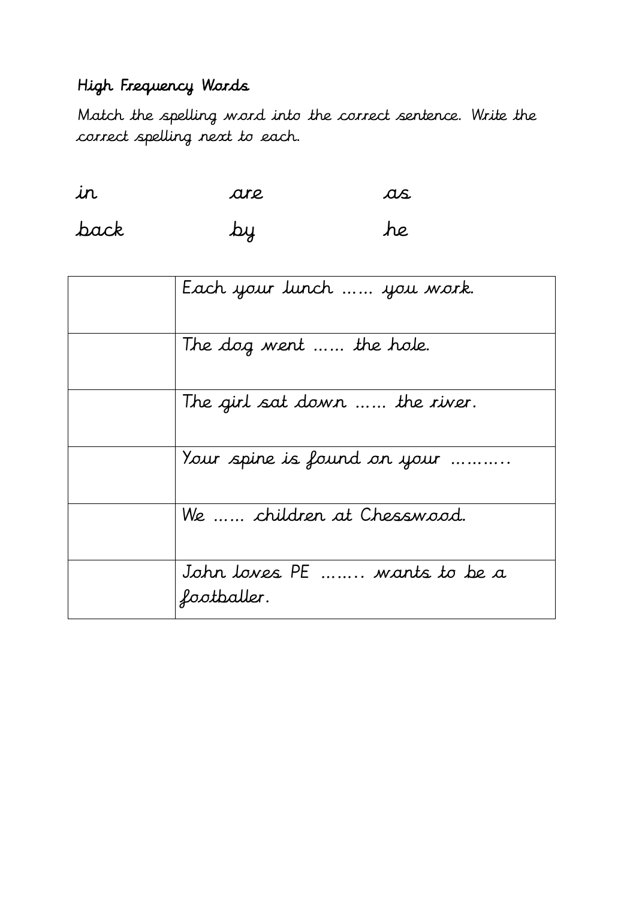## High Frequency Words

Match the spelling word into the correct sentence. Write the correct spelling next to each.

| in | are | as |
|---|---|---|
| back | by | he |

| | |
|---|---|
| | Each your lunch …… you work. |
| | The dog went …… the hole. |
| | The girl sat down …… the river. |
| | Your spine is found on your ………. |
| | We …… children at Chesswood. |
| | John loves PE ……. wants to be a footballer. |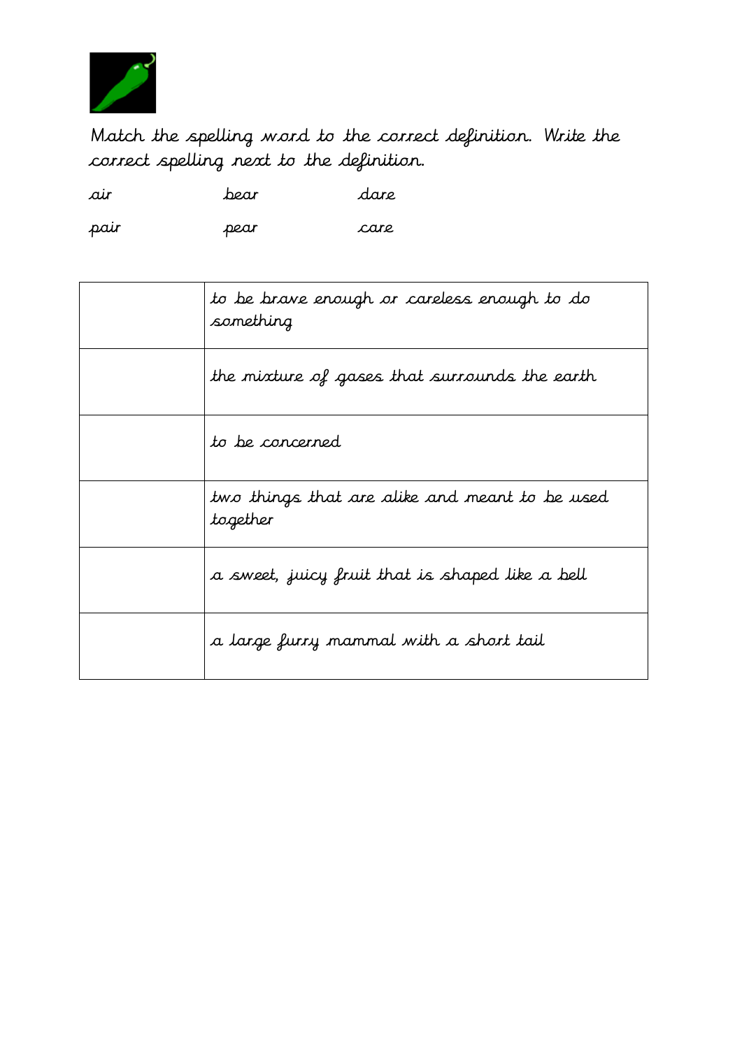Match the spelling word to the correct definition. Write the correct spelling next to the definition.

air bear dare

pair pear care

| | |
|---|---|
| | to be brave enough or careless enough to do something |
| | the mixture of gases that surrounds the earth |
| | to be concerned |
| | two things that are alike and meant to be used together |
| | a sweet, juicy fruit that is shaped like a bell |
| | a large furry mammal with a short tail |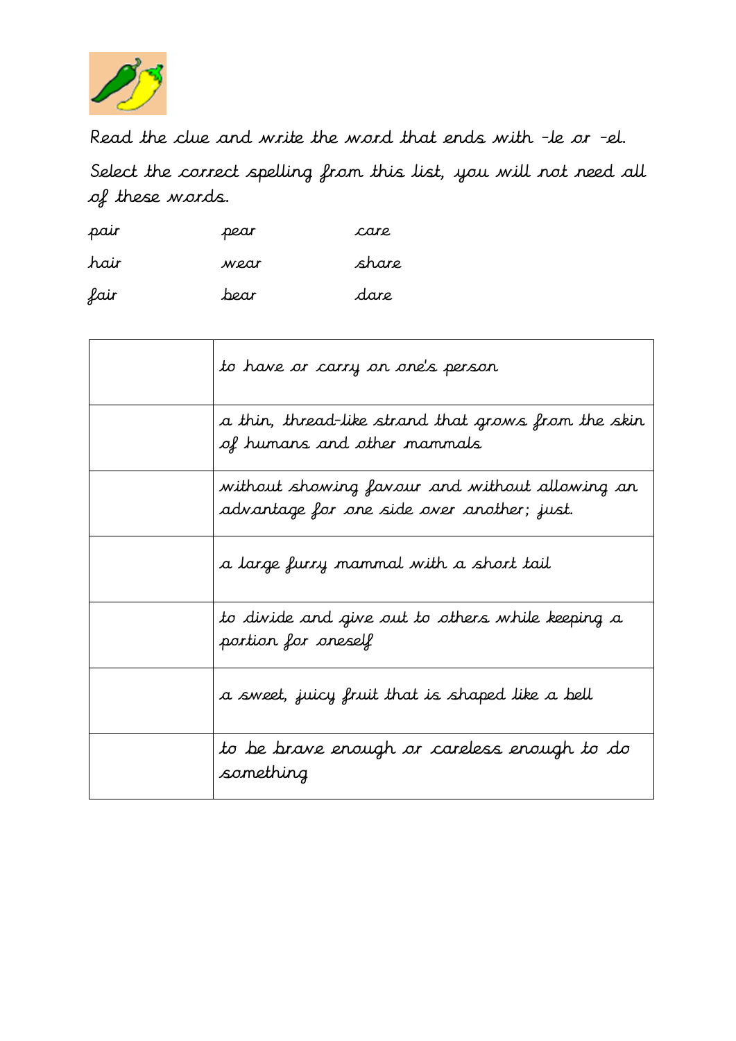Read the clue and write the word that ends with -le or -el.

Select the correct spelling from this list, you will not need all of these words.

| | | |
|---|---|---|
| pair | pear | care |
| hair | wear | share |
| fair | bear | dare |

| | |
|---|---|
| | to have or carry on one's person |
| | a thin, thread-like strand that grows from the skin of humans and other mammals |
| | without showing favour and without allowing an advantage for one side over another; just. |
| | a large furry mammal with a short tail |
| | to divide and give out to others while keeping a portion for oneself |
| | a sweet, juicy fruit that is shaped like a bell |
| | to be brave enough or careless enough to do something |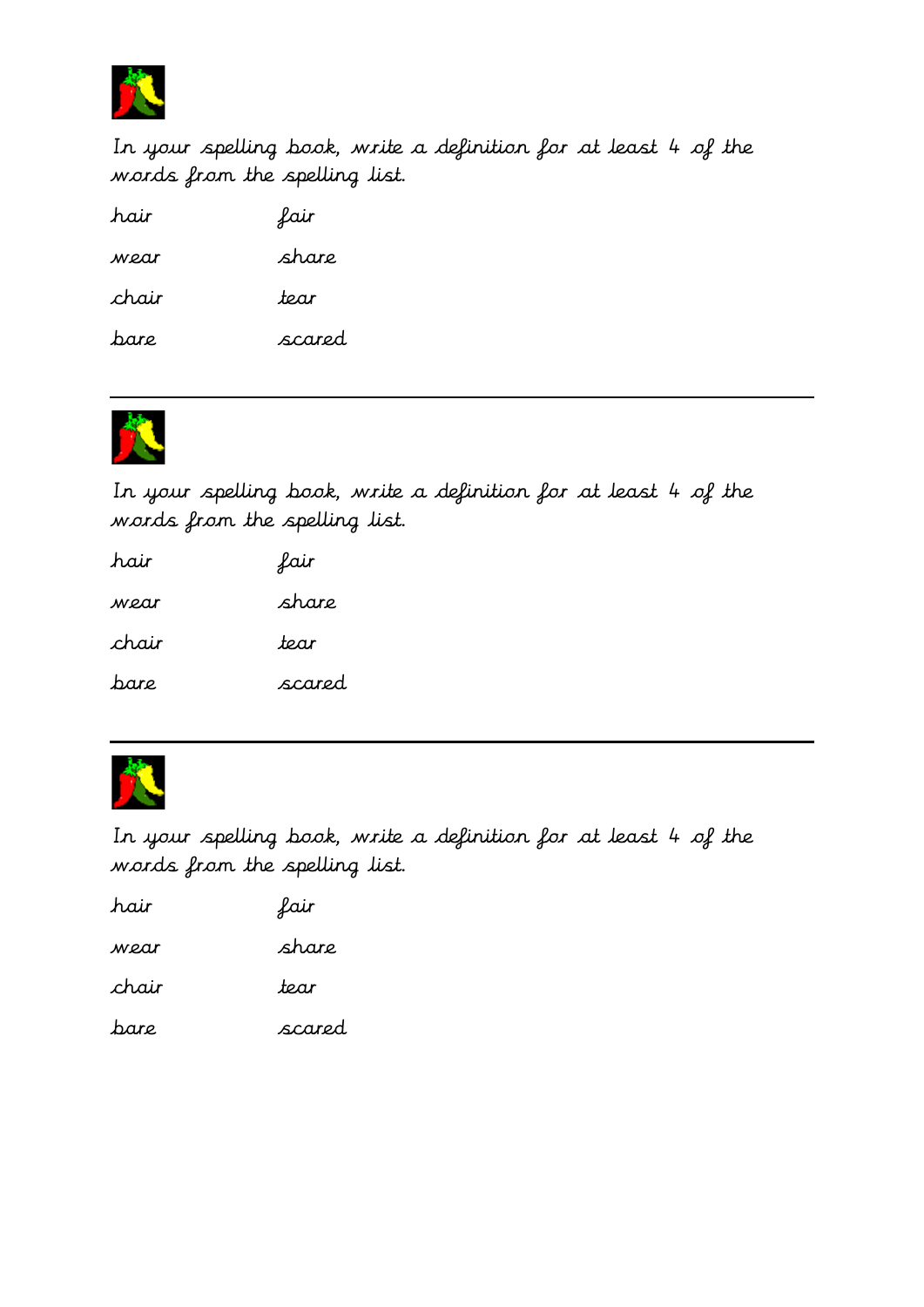In your spelling book, write a definition for at least 4 of the words from the spelling list.

| | |
|---|---|
| hair | fair |
| wear | share |
| chair | tear |
| bare | scared |

---

In your spelling book, write a definition for at least 4 of the words from the spelling list.

| | |
|---|---|
| hair | fair |
| wear | share |
| chair | tear |
| bare | scared |

---

In your spelling book, write a definition for at least 4 of the words from the spelling list.

| | |
|---|---|
| hair | fair |
| wear | share |
| chair | tear |
| bare | scared |